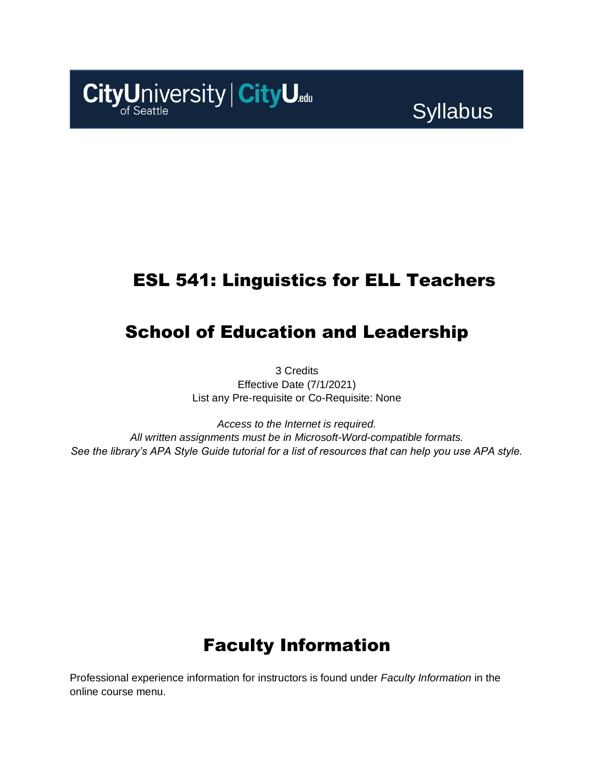CityUniversity of Seattle | CityU.edu

Syllabus

# ESL 541: Linguistics for ELL Teachers

# School of Education and Leadership

3 Credits
Effective Date (7/1/2021)
List any Pre-requisite or Co-Requisite: None

*Access to the Internet is required.*
*All written assignments must be in Microsoft-Word-compatible formats.*
*See the library's APA Style Guide tutorial for a list of resources that can help you use APA style.*

# Faculty Information

Professional experience information for instructors is found under *Faculty Information* in the online course menu.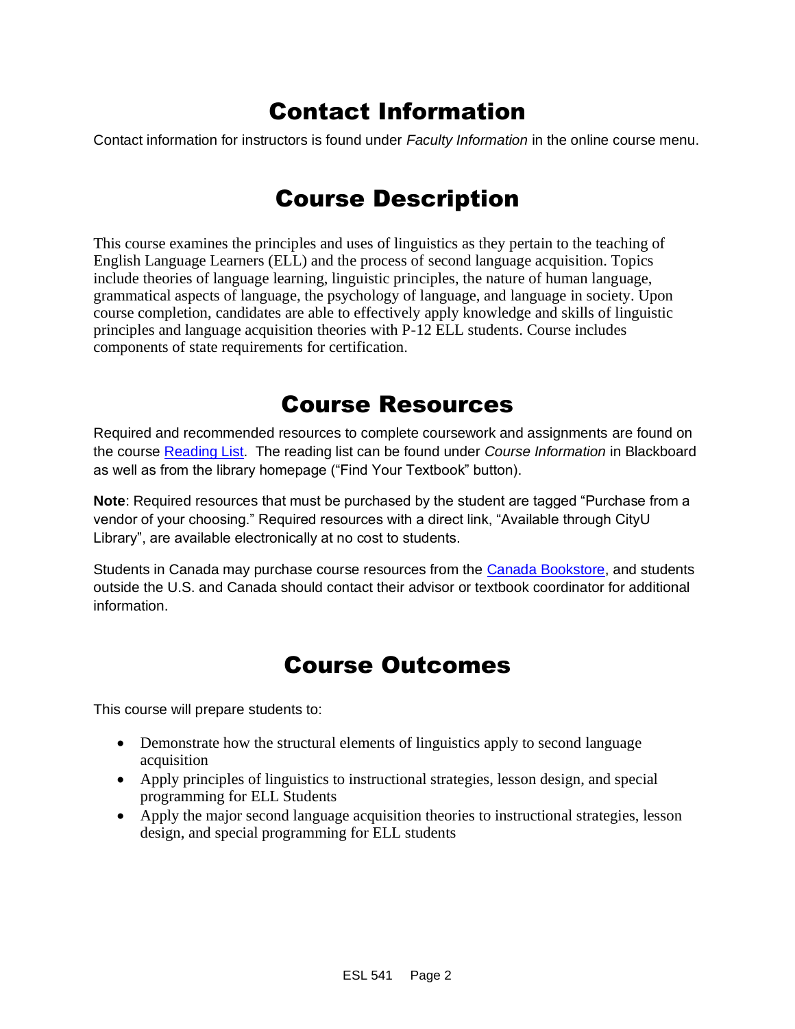# Contact Information

Contact information for instructors is found under *Faculty Information* in the online course menu.

# Course Description

This course examines the principles and uses of linguistics as they pertain to the teaching of English Language Learners (ELL) and the process of second language acquisition. Topics include theories of language learning, linguistic principles, the nature of human language, grammatical aspects of language, the psychology of language, and language in society. Upon course completion, candidates are able to effectively apply knowledge and skills of linguistic principles and language acquisition theories with P-12 ELL students. Course includes components of state requirements for certification.

# Course Resources

Required and recommended resources to complete coursework and assignments are found on the course Reading List. The reading list can be found under *Course Information* in Blackboard as well as from the library homepage ("Find Your Textbook" button).

**Note**: Required resources that must be purchased by the student are tagged "Purchase from a vendor of your choosing." Required resources with a direct link, "Available through CityU Library", are available electronically at no cost to students.

Students in Canada may purchase course resources from the Canada Bookstore, and students outside the U.S. and Canada should contact their advisor or textbook coordinator for additional information.

# Course Outcomes

This course will prepare students to:

- Demonstrate how the structural elements of linguistics apply to second language acquisition
- Apply principles of linguistics to instructional strategies, lesson design, and special programming for ELL Students
- Apply the major second language acquisition theories to instructional strategies, lesson design, and special programming for ELL students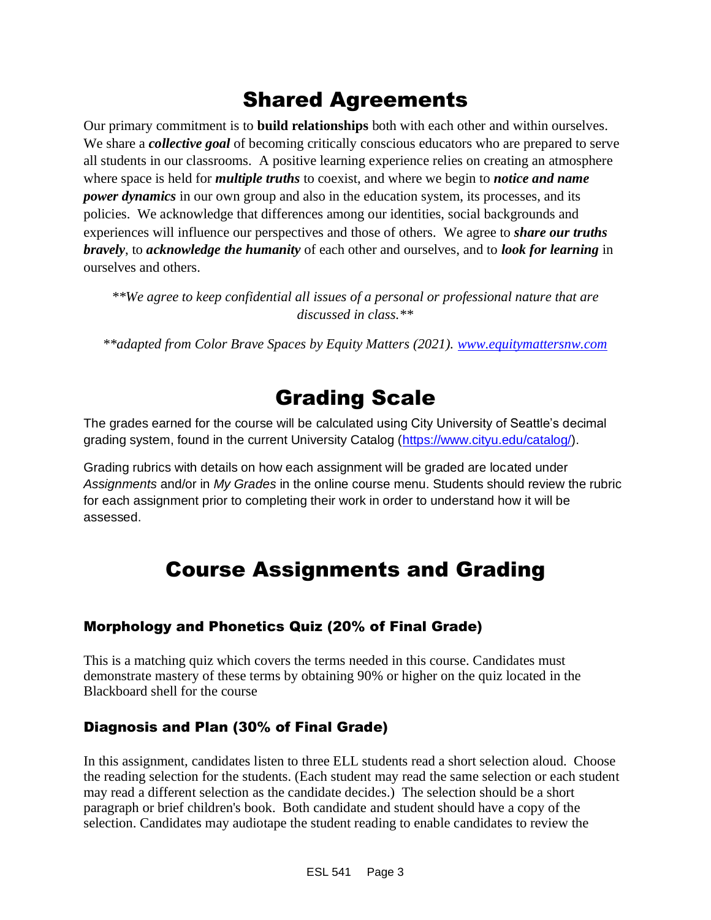# Shared Agreements

Our primary commitment is to **build relationships** both with each other and within ourselves. We share a ***collective goal*** of becoming critically conscious educators who are prepared to serve all students in our classrooms. A positive learning experience relies on creating an atmosphere where space is held for ***multiple truths*** to coexist, and where we begin to ***notice and name power dynamics*** in our own group and also in the education system, its processes, and its policies. We acknowledge that differences among our identities, social backgrounds and experiences will influence our perspectives and those of others. We agree to ***share our truths bravely***, to ***acknowledge the humanity*** of each other and ourselves, and to ***look for learning*** in ourselves and others.

*\*\*We agree to keep confidential all issues of a personal or professional nature that are discussed in class.\*\**

*\*\*adapted from Color Brave Spaces by Equity Matters (2021). [www.equitymattersnw.com](www.equitymattersnw.com)*

# Grading Scale

The grades earned for the course will be calculated using City University of Seattle's decimal grading system, found in the current University Catalog ([https://www.cityu.edu/catalog/](https://www.cityu.edu/catalog/)).

Grading rubrics with details on how each assignment will be graded are located under *Assignments* and/or in *My Grades* in the online course menu. Students should review the rubric for each assignment prior to completing their work in order to understand how it will be assessed.

# Course Assignments and Grading

### Morphology and Phonetics Quiz (20% of Final Grade)

This is a matching quiz which covers the terms needed in this course. Candidates must demonstrate mastery of these terms by obtaining 90% or higher on the quiz located in the Blackboard shell for the course

### Diagnosis and Plan (30% of Final Grade)

In this assignment, candidates listen to three ELL students read a short selection aloud. Choose the reading selection for the students. (Each student may read the same selection or each student may read a different selection as the candidate decides.) The selection should be a short paragraph or brief children's book. Both candidate and student should have a copy of the selection. Candidates may audiotape the student reading to enable candidates to review the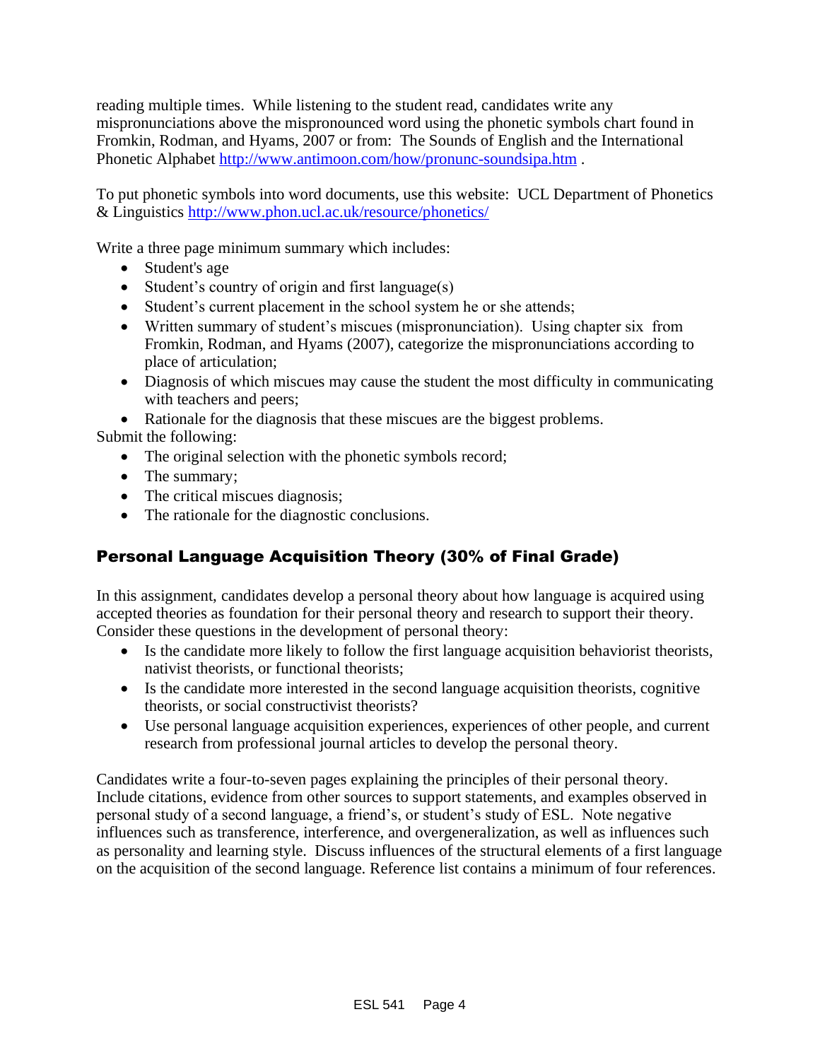reading multiple times. While listening to the student read, candidates write any mispronunciations above the mispronounced word using the phonetic symbols chart found in Fromkin, Rodman, and Hyams, 2007 or from: The Sounds of English and the International Phonetic Alphabet [http://www.antimoon.com/how/pronunc-soundsipa.htm](http://www.antimoon.com/how/pronunc-soundsipa.htm) .

To put phonetic symbols into word documents, use this website: UCL Department of Phonetics & Linguistics [http://www.phon.ucl.ac.uk/resource/phonetics/](http://www.phon.ucl.ac.uk/resource/phonetics/)

Write a three page minimum summary which includes:

- Student's age
- Student's country of origin and first language(s)
- Student's current placement in the school system he or she attends;
- Written summary of student's miscues (mispronunciation). Using chapter six from Fromkin, Rodman, and Hyams (2007), categorize the mispronunciations according to place of articulation;
- Diagnosis of which miscues may cause the student the most difficulty in communicating with teachers and peers;
- Rationale for the diagnosis that these miscues are the biggest problems.

Submit the following:

- The original selection with the phonetic symbols record;
- The summary;
- The critical miscues diagnosis;
- The rationale for the diagnostic conclusions.

## Personal Language Acquisition Theory (30% of Final Grade)

In this assignment, candidates develop a personal theory about how language is acquired using accepted theories as foundation for their personal theory and research to support their theory. Consider these questions in the development of personal theory:

- Is the candidate more likely to follow the first language acquisition behaviorist theorists, nativist theorists, or functional theorists;
- Is the candidate more interested in the second language acquisition theorists, cognitive theorists, or social constructivist theorists?
- Use personal language acquisition experiences, experiences of other people, and current research from professional journal articles to develop the personal theory.

Candidates write a four-to-seven pages explaining the principles of their personal theory. Include citations, evidence from other sources to support statements, and examples observed in personal study of a second language, a friend's, or student's study of ESL. Note negative influences such as transference, interference, and overgeneralization, as well as influences such as personality and learning style. Discuss influences of the structural elements of a first language on the acquisition of the second language. Reference list contains a minimum of four references.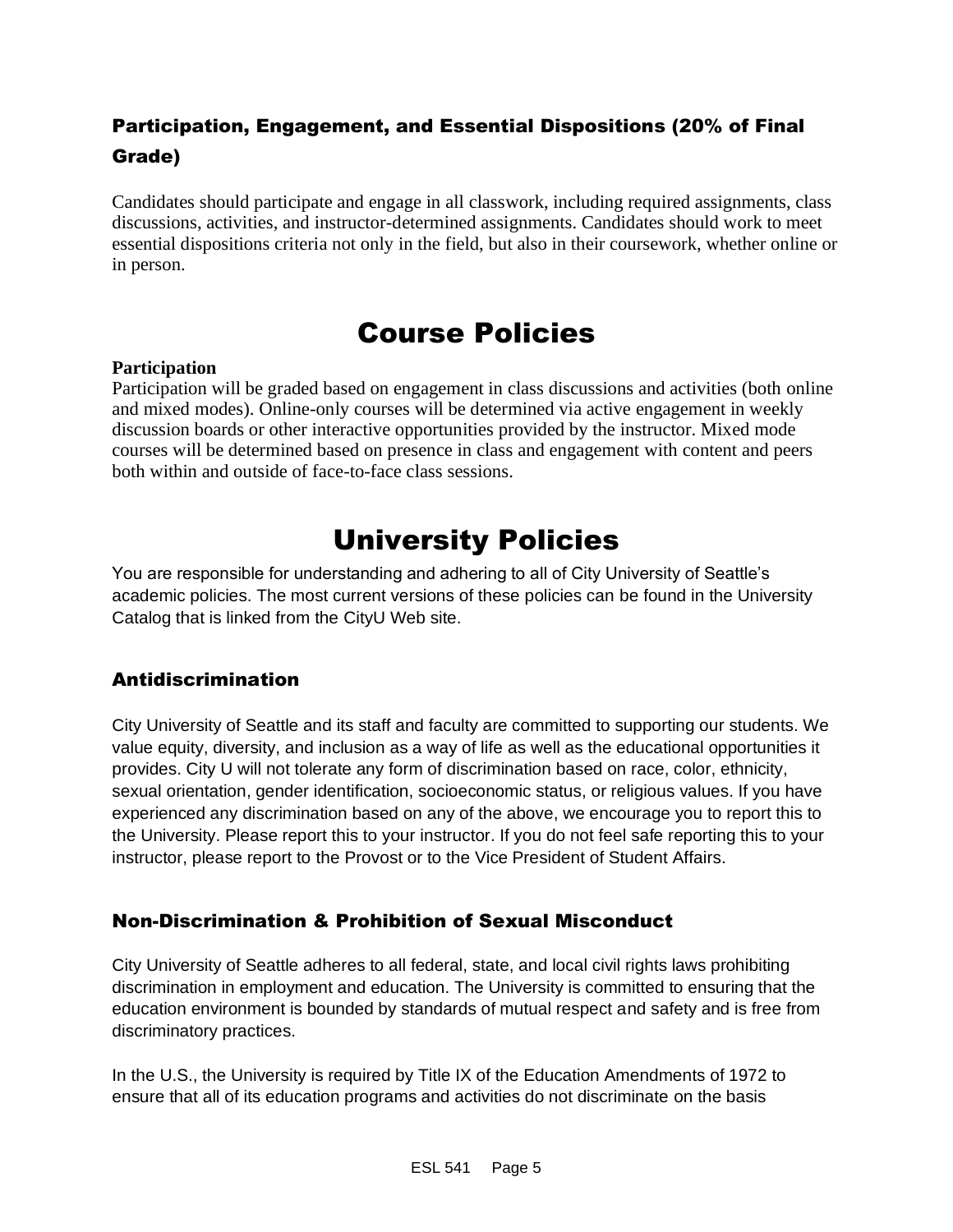### Participation, Engagement, and Essential Dispositions (20% of Final Grade)

Candidates should participate and engage in all classwork, including required assignments, class discussions, activities, and instructor-determined assignments. Candidates should work to meet essential dispositions criteria not only in the field, but also in their coursework, whether online or in person.

# Course Policies

**Participation**
Participation will be graded based on engagement in class discussions and activities (both online and mixed modes). Online-only courses will be determined via active engagement in weekly discussion boards or other interactive opportunities provided by the instructor. Mixed mode courses will be determined based on presence in class and engagement with content and peers both within and outside of face-to-face class sessions.

# University Policies

You are responsible for understanding and adhering to all of City University of Seattle's academic policies. The most current versions of these policies can be found in the University Catalog that is linked from the CityU Web site.

### Antidiscrimination

City University of Seattle and its staff and faculty are committed to supporting our students. We value equity, diversity, and inclusion as a way of life as well as the educational opportunities it provides. City U will not tolerate any form of discrimination based on race, color, ethnicity, sexual orientation, gender identification, socioeconomic status, or religious values. If you have experienced any discrimination based on any of the above, we encourage you to report this to the University. Please report this to your instructor. If you do not feel safe reporting this to your instructor, please report to the Provost or to the Vice President of Student Affairs.

### Non-Discrimination & Prohibition of Sexual Misconduct

City University of Seattle adheres to all federal, state, and local civil rights laws prohibiting discrimination in employment and education. The University is committed to ensuring that the education environment is bounded by standards of mutual respect and safety and is free from discriminatory practices.

In the U.S., the University is required by Title IX of the Education Amendments of 1972 to ensure that all of its education programs and activities do not discriminate on the basis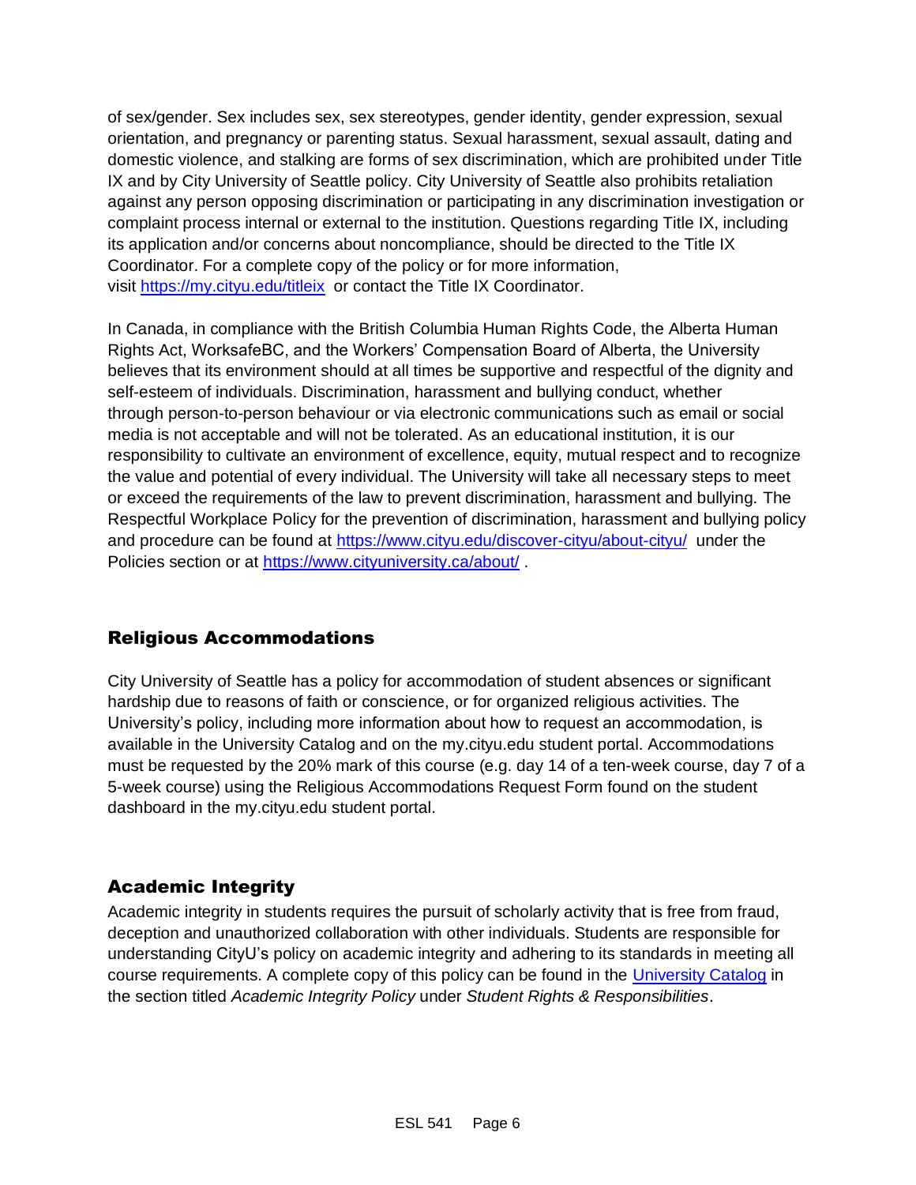of sex/gender. Sex includes sex, sex stereotypes, gender identity, gender expression, sexual orientation, and pregnancy or parenting status. Sexual harassment, sexual assault, dating and domestic violence, and stalking are forms of sex discrimination, which are prohibited under Title IX and by City University of Seattle policy. City University of Seattle also prohibits retaliation against any person opposing discrimination or participating in any discrimination investigation or complaint process internal or external to the institution. Questions regarding Title IX, including its application and/or concerns about noncompliance, should be directed to the Title IX Coordinator. For a complete copy of the policy or for more information, visit [https://my.cityu.edu/titleix](https://my.cityu.edu/titleix) or contact the Title IX Coordinator.

In Canada, in compliance with the British Columbia Human Rights Code, the Alberta Human Rights Act, WorksafeBC, and the Workers' Compensation Board of Alberta, the University believes that its environment should at all times be supportive and respectful of the dignity and self-esteem of individuals. Discrimination, harassment and bullying conduct, whether through person-to-person behaviour or via electronic communications such as email or social media is not acceptable and will not be tolerated. As an educational institution, it is our responsibility to cultivate an environment of excellence, equity, mutual respect and to recognize the value and potential of every individual. The University will take all necessary steps to meet or exceed the requirements of the law to prevent discrimination, harassment and bullying. The Respectful Workplace Policy for the prevention of discrimination, harassment and bullying policy and procedure can be found at [https://www.cityu.edu/discover-cityu/about-cityu/](https://www.cityu.edu/discover-cityu/about-cityu/) under the Policies section or at [https://www.cityuniversity.ca/about/](https://www.cityuniversity.ca/about/) .

## Religious Accommodations

City University of Seattle has a policy for accommodation of student absences or significant hardship due to reasons of faith or conscience, or for organized religious activities. The University's policy, including more information about how to request an accommodation, is available in the University Catalog and on the my.cityu.edu student portal. Accommodations must be requested by the 20% mark of this course (e.g. day 14 of a ten-week course, day 7 of a 5-week course) using the Religious Accommodations Request Form found on the student dashboard in the my.cityu.edu student portal.

## Academic Integrity

Academic integrity in students requires the pursuit of scholarly activity that is free from fraud, deception and unauthorized collaboration with other individuals. Students are responsible for understanding CityU's policy on academic integrity and adhering to its standards in meeting all course requirements. A complete copy of this policy can be found in the University Catalog in the section titled *Academic Integrity Policy* under *Student Rights & Responsibilities*.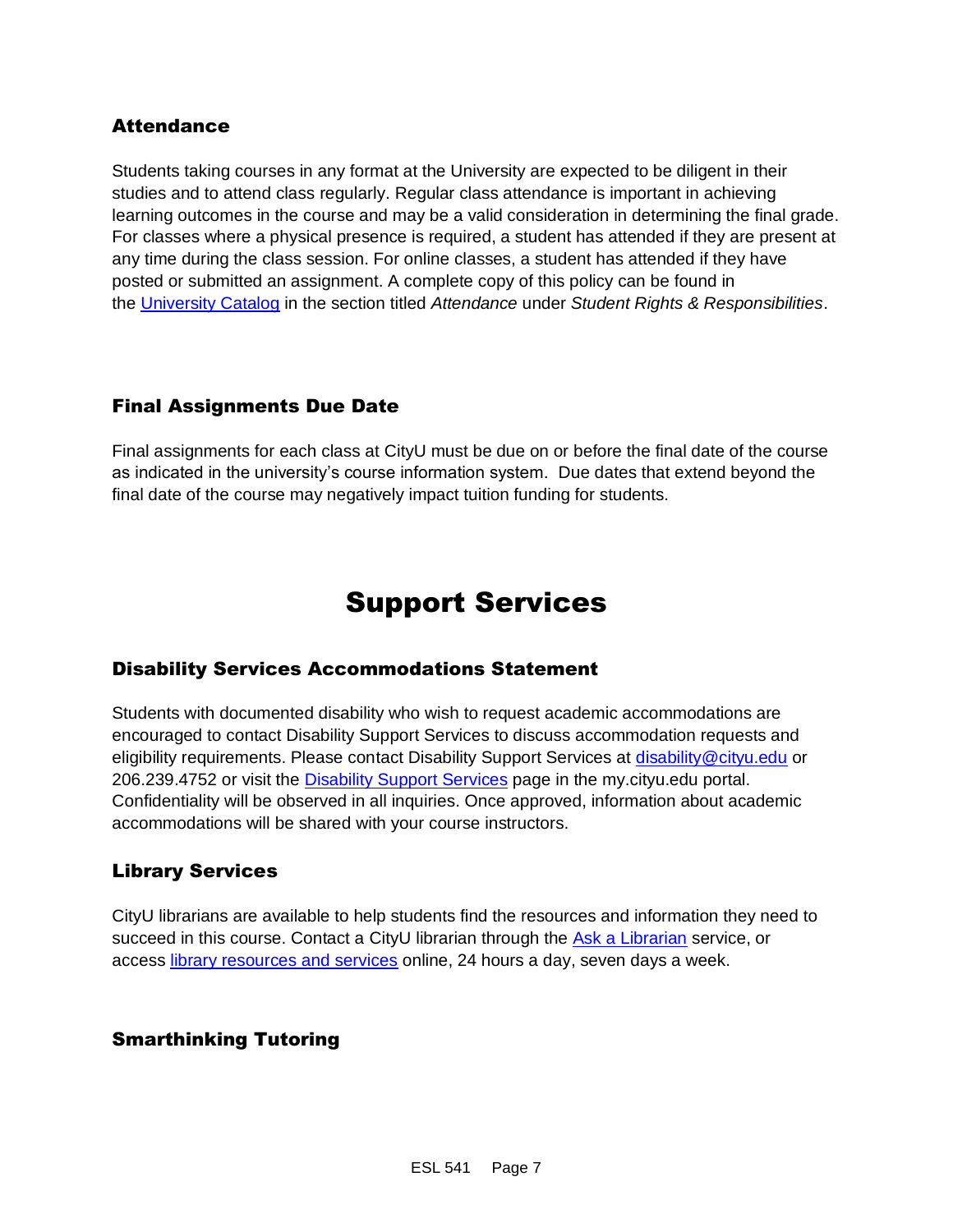### Attendance

Students taking courses in any format at the University are expected to be diligent in their studies and to attend class regularly. Regular class attendance is important in achieving learning outcomes in the course and may be a valid consideration in determining the final grade. For classes where a physical presence is required, a student has attended if they are present at any time during the class session. For online classes, a student has attended if they have posted or submitted an assignment. A complete copy of this policy can be found in the University Catalog in the section titled *Attendance* under *Student Rights & Responsibilities*.

### Final Assignments Due Date

Final assignments for each class at CityU must be due on or before the final date of the course as indicated in the university's course information system. Due dates that extend beyond the final date of the course may negatively impact tuition funding for students.

## Support Services

### Disability Services Accommodations Statement

Students with documented disability who wish to request academic accommodations are encouraged to contact Disability Support Services to discuss accommodation requests and eligibility requirements. Please contact Disability Support Services at disability@cityu.edu or 206.239.4752 or visit the Disability Support Services page in the my.cityu.edu portal. Confidentiality will be observed in all inquiries. Once approved, information about academic accommodations will be shared with your course instructors.

### Library Services

CityU librarians are available to help students find the resources and information they need to succeed in this course. Contact a CityU librarian through the Ask a Librarian service, or access library resources and services online, 24 hours a day, seven days a week.

### Smarthinking Tutoring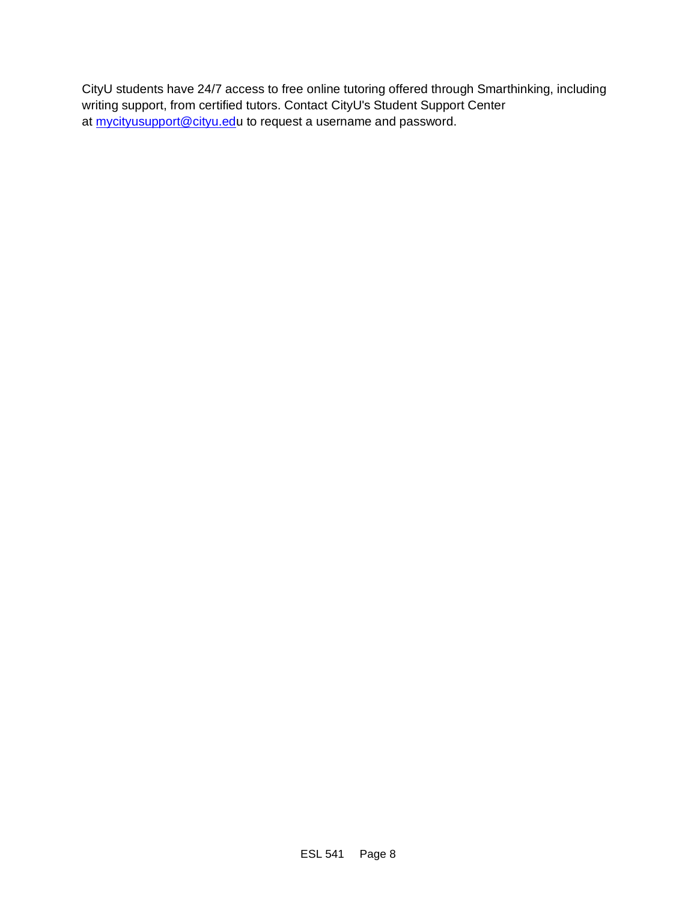CityU students have 24/7 access to free online tutoring offered through Smarthinking, including writing support, from certified tutors. Contact CityU's Student Support Center at mycityusupport@cityu.edu to request a username and password.